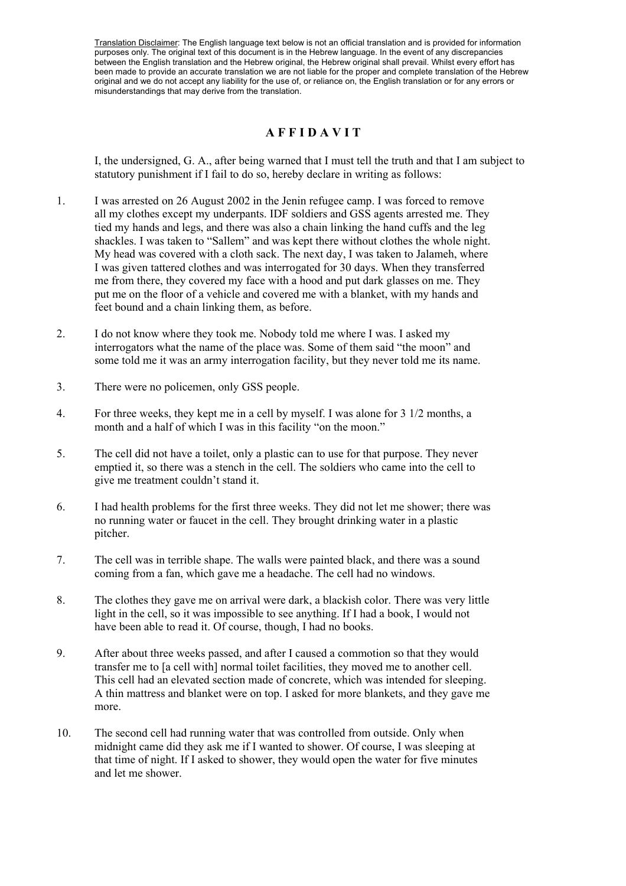Translation Disclaimer: The English language text below is not an official translation and is provided for information purposes only. The original text of this document is in the Hebrew language. In the event of any discrepancies between the English translation and the Hebrew original, the Hebrew original shall prevail. Whilst every effort has been made to provide an accurate translation we are not liable for the proper and complete translation of the Hebrew original and we do not accept any liability for the use of, or reliance on, the English translation or for any errors or misunderstandings that may derive from the translation.

# AFFIDAVIT

I, the undersigned, G. A., after being warned that I must tell the truth and that I am subject to statutory punishment if I fail to do so, hereby declare in writing as follows:

1. I was arrested on 26 August 2002 in the Jenin refugee camp. I was forced to remove all my clothes except my underpants. IDF soldiers and GSS agents arrested me. They tied my hands and legs, and there was also a chain linking the hand cuffs and the leg shackles. I was taken to "Sallem" and was kept there without clothes the whole night. My head was covered with a cloth sack. The next day, I was taken to Jalameh, where I was given tattered clothes and was interrogated for 30 days. When they transferred me from there, they covered my face with a hood and put dark glasses on me. They put me on the floor of a vehicle and covered me with a blanket, with my hands and feet bound and a chain linking them, as before.

2. I do not know where they took me. Nobody told me where I was. I asked my interrogators what the name of the place was. Some of them said "the moon" and some told me it was an army interrogation facility, but they never told me its name.

3. There were no policemen, only GSS people.

4. For three weeks, they kept me in a cell by myself. I was alone for 3 1/2 months, a month and a half of which I was in this facility "on the moon."

5. The cell did not have a toilet, only a plastic can to use for that purpose. They never emptied it, so there was a stench in the cell. The soldiers who came into the cell to give me treatment couldn't stand it.

6. I had health problems for the first three weeks. They did not let me shower; there was no running water or faucet in the cell. They brought drinking water in a plastic pitcher.

7. The cell was in terrible shape. The walls were painted black, and there was a sound coming from a fan, which gave me a headache. The cell had no windows.

8. The clothes they gave me on arrival were dark, a blackish color. There was very little light in the cell, so it was impossible to see anything. If I had a book, I would not have been able to read it. Of course, though, I had no books.

9. After about three weeks passed, and after I caused a commotion so that they would transfer me to [a cell with] normal toilet facilities, they moved me to another cell. This cell had an elevated section made of concrete, which was intended for sleeping. A thin mattress and blanket were on top. I asked for more blankets, and they gave me more.

10. The second cell had running water that was controlled from outside. Only when midnight came did they ask me if I wanted to shower. Of course, I was sleeping at that time of night. If I asked to shower, they would open the water for five minutes and let me shower.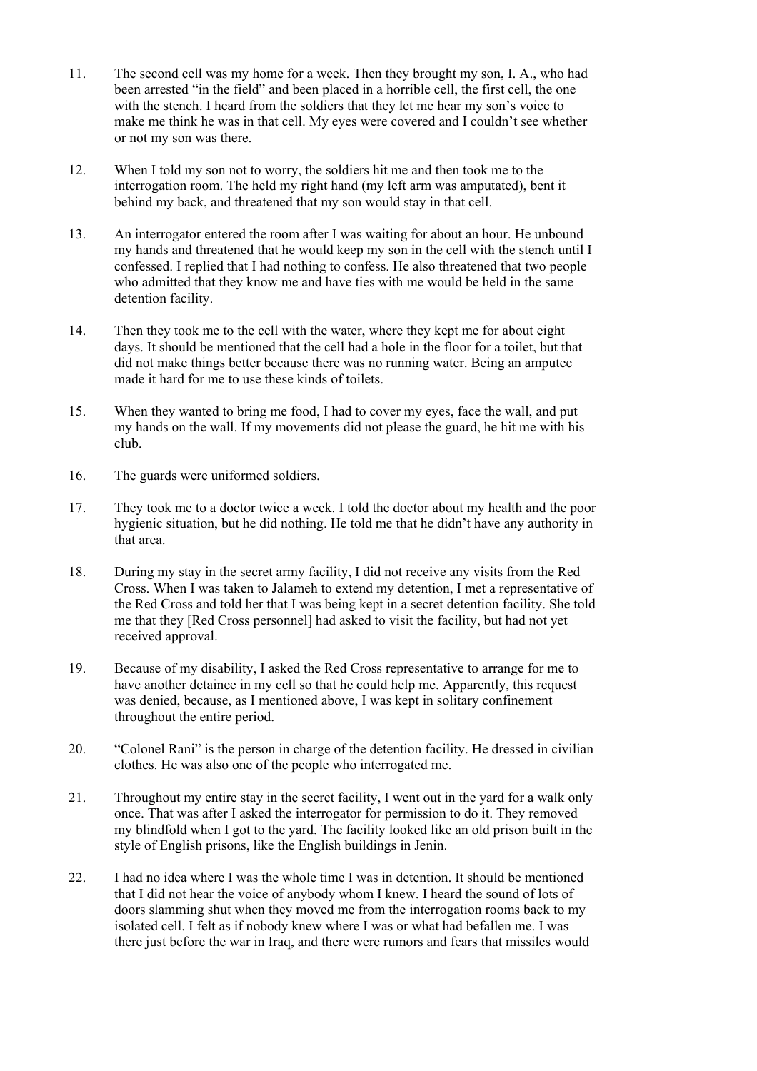11. The second cell was my home for a week. Then they brought my son, I. A., who had been arrested "in the field" and been placed in a horrible cell, the first cell, the one with the stench. I heard from the soldiers that they let me hear my son's voice to make me think he was in that cell. My eyes were covered and I couldn't see whether or not my son was there.

12. When I told my son not to worry, the soldiers hit me and then took me to the interrogation room. The held my right hand (my left arm was amputated), bent it behind my back, and threatened that my son would stay in that cell.

13. An interrogator entered the room after I was waiting for about an hour. He unbound my hands and threatened that he would keep my son in the cell with the stench until I confessed. I replied that I had nothing to confess. He also threatened that two people who admitted that they know me and have ties with me would be held in the same detention facility.

14. Then they took me to the cell with the water, where they kept me for about eight days. It should be mentioned that the cell had a hole in the floor for a toilet, but that did not make things better because there was no running water. Being an amputee made it hard for me to use these kinds of toilets.

15. When they wanted to bring me food, I had to cover my eyes, face the wall, and put my hands on the wall. If my movements did not please the guard, he hit me with his club.

16. The guards were uniformed soldiers.

17. They took me to a doctor twice a week. I told the doctor about my health and the poor hygienic situation, but he did nothing. He told me that he didn't have any authority in that area.

18. During my stay in the secret army facility, I did not receive any visits from the Red Cross. When I was taken to Jalameh to extend my detention, I met a representative of the Red Cross and told her that I was being kept in a secret detention facility. She told me that they [Red Cross personnel] had asked to visit the facility, but had not yet received approval.

19. Because of my disability, I asked the Red Cross representative to arrange for me to have another detainee in my cell so that he could help me. Apparently, this request was denied, because, as I mentioned above, I was kept in solitary confinement throughout the entire period.

20. "Colonel Rani" is the person in charge of the detention facility. He dressed in civilian clothes. He was also one of the people who interrogated me.

21. Throughout my entire stay in the secret facility, I went out in the yard for a walk only once. That was after I asked the interrogator for permission to do it. They removed my blindfold when I got to the yard. The facility looked like an old prison built in the style of English prisons, like the English buildings in Jenin.

22. I had no idea where I was the whole time I was in detention. It should be mentioned that I did not hear the voice of anybody whom I knew. I heard the sound of lots of doors slamming shut when they moved me from the interrogation rooms back to my isolated cell. I felt as if nobody knew where I was or what had befallen me. I was there just before the war in Iraq, and there were rumors and fears that missiles would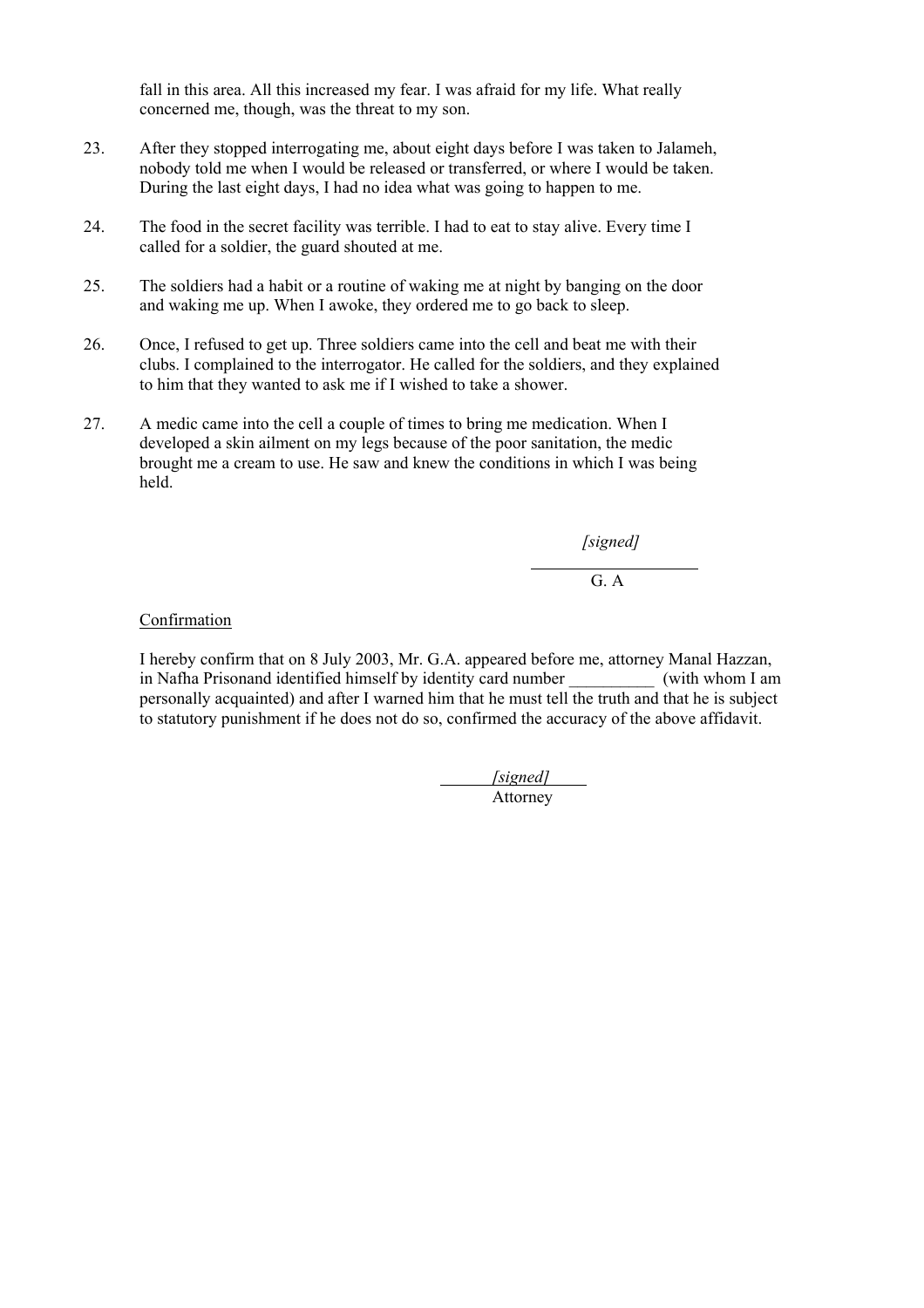fall in this area. All this increased my fear. I was afraid for my life. What really concerned me, though, was the threat to my son.

23. After they stopped interrogating me, about eight days before I was taken to Jalameh, nobody told me when I would be released or transferred, or where I would be taken. During the last eight days, I had no idea what was going to happen to me.

24. The food in the secret facility was terrible. I had to eat to stay alive. Every time I called for a soldier, the guard shouted at me.

25. The soldiers had a habit or a routine of waking me at night by banging on the door and waking me up. When I awoke, they ordered me to go back to sleep.

26. Once, I refused to get up. Three soldiers came into the cell and beat me with their clubs. I complained to the interrogator. He called for the soldiers, and they explained to him that they wanted to ask me if I wished to take a shower.

27. A medic came into the cell a couple of times to bring me medication. When I developed a skin ailment on my legs because of the poor sanitation, the medic brought me a cream to use. He saw and knew the conditions in which I was being held.

*[signed]*

G. A

Confirmation

I hereby confirm that on 8 July 2003, Mr. G.A. appeared before me, attorney Manal Hazzan, in Nafha Prisonand identified himself by identity card number __________ (with whom I am personally acquainted) and after I warned him that he must tell the truth and that he is subject to statutory punishment if he does not do so, confirmed the accuracy of the above affidavit.

*[signed]*

Attorney